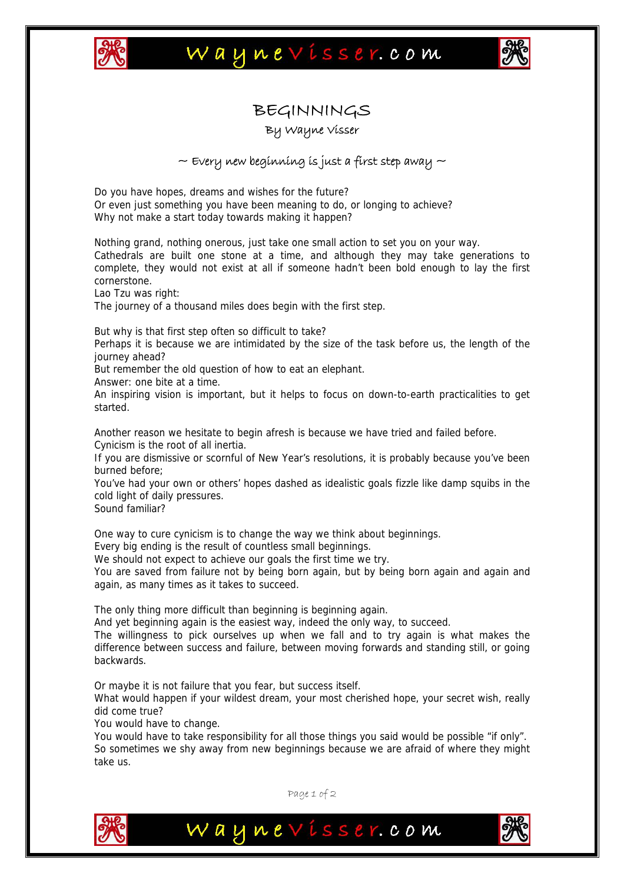# BEGINNINGS

By Wayne Visser

~ Every new beginning is just a first step away ~

Do you have hopes, dreams and wishes for the future?
Or even just something you have been meaning to do, or longing to achieve?
Why not make a start today towards making it happen?

Nothing grand, nothing onerous, just take one small action to set you on your way.
Cathedrals are built one stone at a time, and although they may take generations to complete, they would not exist at all if someone hadn't been bold enough to lay the first cornerstone.
Lao Tzu was right:
The journey of a thousand miles does begin with the first step.

But why is that first step often so difficult to take?
Perhaps it is because we are intimidated by the size of the task before us, the length of the journey ahead?
But remember the old question of how to eat an elephant.
Answer: one bite at a time.
An inspiring vision is important, but it helps to focus on down-to-earth practicalities to get started.

Another reason we hesitate to begin afresh is because we have tried and failed before.
Cynicism is the root of all inertia.
If you are dismissive or scornful of New Year's resolutions, it is probably because you've been burned before;
You've had your own or others' hopes dashed as idealistic goals fizzle like damp squibs in the cold light of daily pressures.
Sound familiar?

One way to cure cynicism is to change the way we think about beginnings.
Every big ending is the result of countless small beginnings.
We should not expect to achieve our goals the first time we try.
You are saved from failure not by being born again, but by being born again and again and again, as many times as it takes to succeed.

The only thing more difficult than beginning is beginning again.
And yet beginning again is the easiest way, indeed the only way, to succeed.
The willingness to pick ourselves up when we fall and to try again is what makes the difference between success and failure, between moving forwards and standing still, or going backwards.

Or maybe it is not failure that you fear, but success itself.
What would happen if your wildest dream, your most cherished hope, your secret wish, really did come true?
You would have to change.
You would have to take responsibility for all those things you said would be possible "if only".
So sometimes we shy away from new beginnings because we are afraid of where they might take us.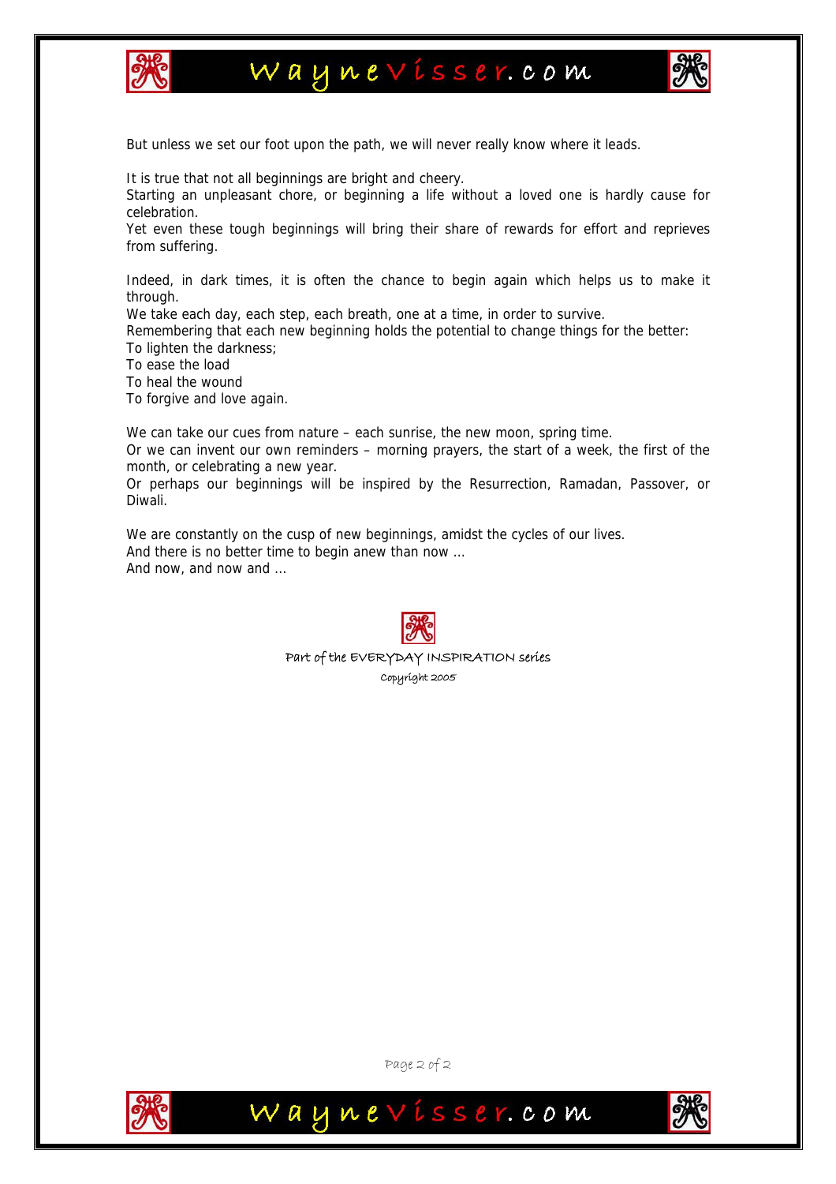But unless we set our foot upon the path, we will never really know where it leads.

It is true that not all beginnings are bright and cheery.
Starting an unpleasant chore, or beginning a life without a loved one is hardly cause for celebration.
Yet even these tough beginnings will bring their share of rewards for effort and reprieves from suffering.

Indeed, in dark times, it is often the chance to begin again which helps us to make it through.
We take each day, each step, each breath, one at a time, in order to survive.
Remembering that each new beginning holds the potential to change things for the better:
To lighten the darkness;
To ease the load
To heal the wound
To forgive and love again.

We can take our cues from nature – each sunrise, the new moon, spring time.
Or we can invent our own reminders – morning prayers, the start of a week, the first of the month, or celebrating a new year.
Or perhaps our beginnings will be inspired by the Resurrection, Ramadan, Passover, or Diwali.

We are constantly on the cusp of new beginnings, amidst the cycles of our lives.
And there is no better time to begin anew than now …
And now, and now and …

Part of the EVERYDAY INSPIRATION series
Copyright 2005